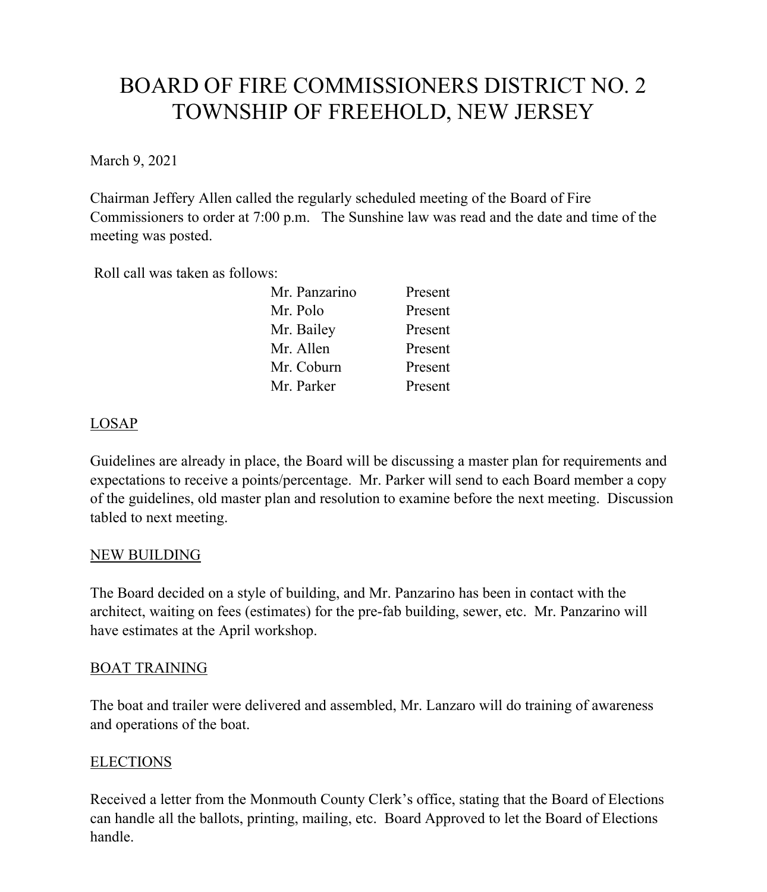# BOARD OF FIRE COMMISSIONERS DISTRICT NO. 2
# TOWNSHIP OF FREEHOLD, NEW JERSEY

March 9, 2021

Chairman Jeffery Allen called the regularly scheduled meeting of the Board of Fire Commissioners to order at 7:00 p.m. The Sunshine law was read and the date and time of the meeting was posted.

Roll call was taken as follows:

| | |
|---|---|
| Mr. Panzarino | Present |
| Mr. Polo | Present |
| Mr. Bailey | Present |
| Mr. Allen | Present |
| Mr. Coburn | Present |
| Mr. Parker | Present |

## LOSAP

Guidelines are already in place, the Board will be discussing a master plan for requirements and expectations to receive a points/percentage. Mr. Parker will send to each Board member a copy of the guidelines, old master plan and resolution to examine before the next meeting. Discussion tabled to next meeting.

## NEW BUILDING

The Board decided on a style of building, and Mr. Panzarino has been in contact with the architect, waiting on fees (estimates) for the pre-fab building, sewer, etc. Mr. Panzarino will have estimates at the April workshop.

## BOAT TRAINING

The boat and trailer were delivered and assembled, Mr. Lanzaro will do training of awareness and operations of the boat.

## ELECTIONS

Received a letter from the Monmouth County Clerk's office, stating that the Board of Elections can handle all the ballots, printing, mailing, etc. Board Approved to let the Board of Elections handle.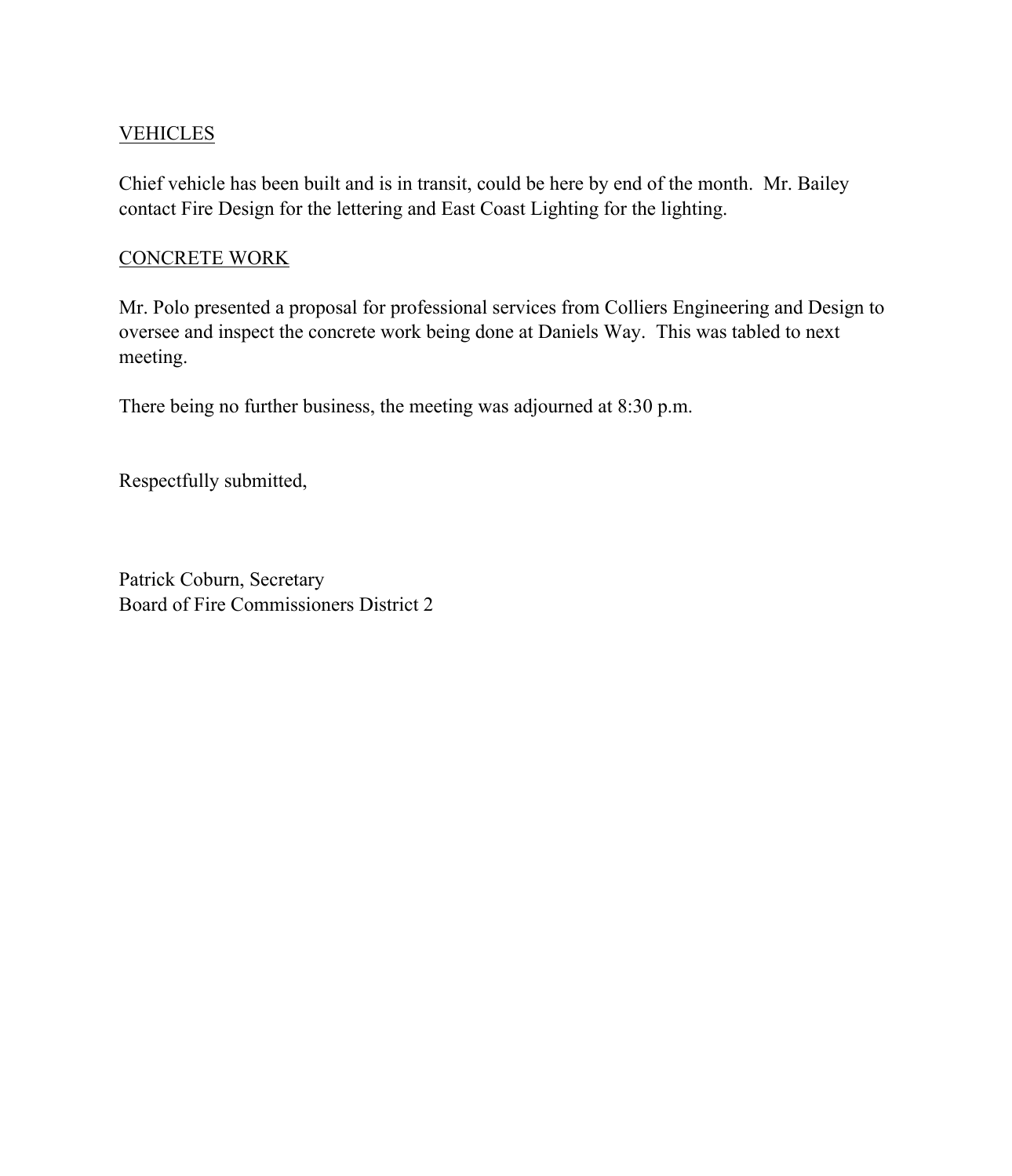<u>VEHICLES</u>

Chief vehicle has been built and is in transit, could be here by end of the month. Mr. Bailey contact Fire Design for the lettering and East Coast Lighting for the lighting.

<u>CONCRETE WORK</u>

Mr. Polo presented a proposal for professional services from Colliers Engineering and Design to oversee and inspect the concrete work being done at Daniels Way. This was tabled to next meeting.

There being no further business, the meeting was adjourned at 8:30 p.m.

Respectfully submitted,

Patrick Coburn, Secretary
Board of Fire Commissioners District 2